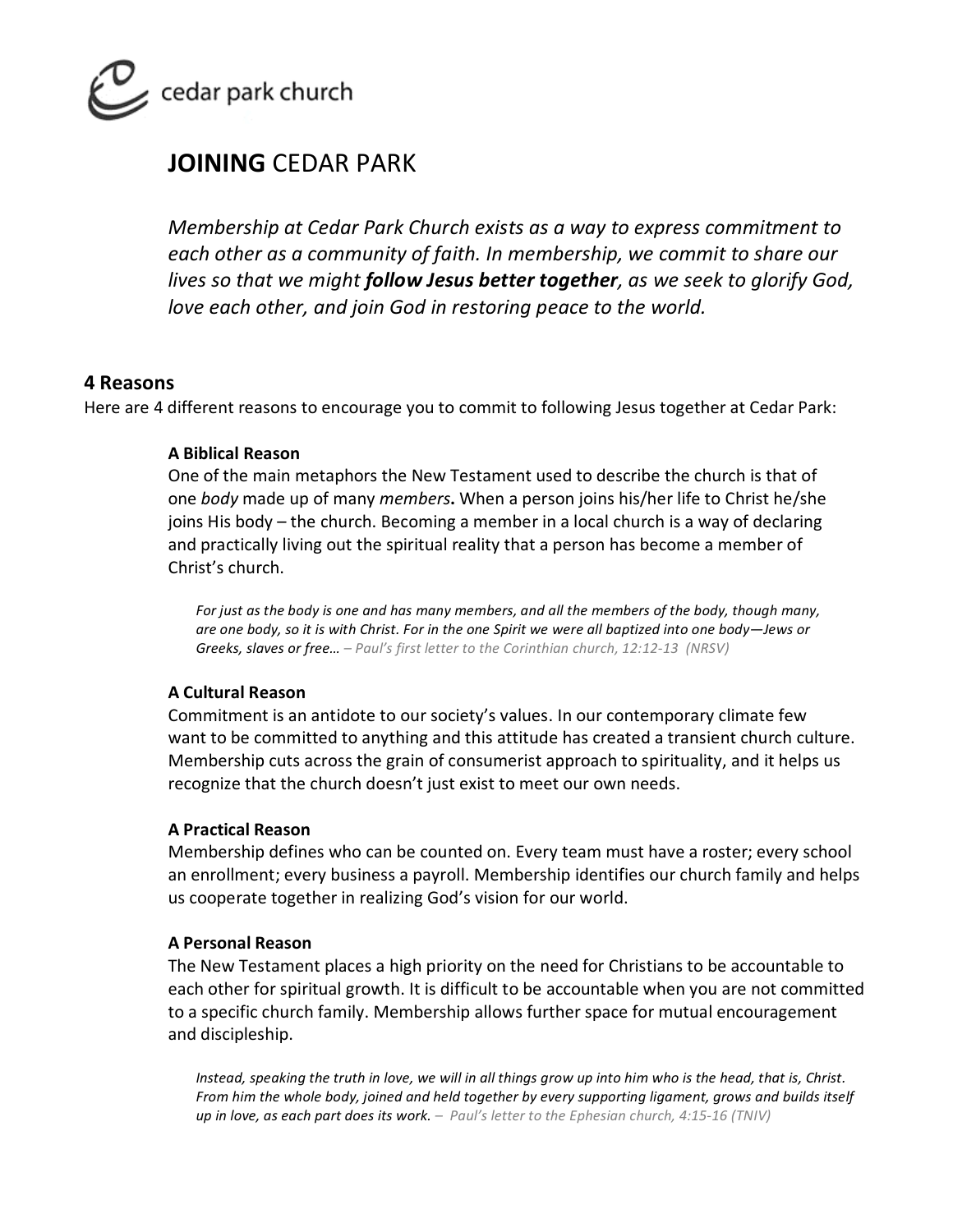cedar park church

# **JOINING** CEDAR PARK

*Membership at Cedar Park Church exists as a way to express commitment to each other as a community of faith. In membership, we commit to share our lives so that we might **follow Jesus better together**, as we seek to glorify God, love each other, and join God in restoring peace to the world.*

## 4 Reasons

Here are 4 different reasons to encourage you to commit to following Jesus together at Cedar Park:

### A Biblical Reason

One of the main metaphors the New Testament used to describe the church is that of one *body* made up of many *members***.** When a person joins his/her life to Christ he/she joins His body – the church. Becoming a member in a local church is a way of declaring and practically living out the spiritual reality that a person has become a member of Christ's church.

> *For just as the body is one and has many members, and all the members of the body, though many, are one body, so it is with Christ. For in the one Spirit we were all baptized into one body—Jews or Greeks, slaves or free… – Paul's first letter to the Corinthian church, 12:12-13 (NRSV)*

### A Cultural Reason

Commitment is an antidote to our society's values. In our contemporary climate few want to be committed to anything and this attitude has created a transient church culture. Membership cuts across the grain of consumerist approach to spirituality, and it helps us recognize that the church doesn't just exist to meet our own needs.

### A Practical Reason

Membership defines who can be counted on. Every team must have a roster; every school an enrollment; every business a payroll. Membership identifies our church family and helps us cooperate together in realizing God's vision for our world.

### A Personal Reason

The New Testament places a high priority on the need for Christians to be accountable to each other for spiritual growth. It is difficult to be accountable when you are not committed to a specific church family. Membership allows further space for mutual encouragement and discipleship.

> *Instead, speaking the truth in love, we will in all things grow up into him who is the head, that is, Christ. From him the whole body, joined and held together by every supporting ligament, grows and builds itself up in love, as each part does its work. – Paul's letter to the Ephesian church, 4:15-16 (TNIV)*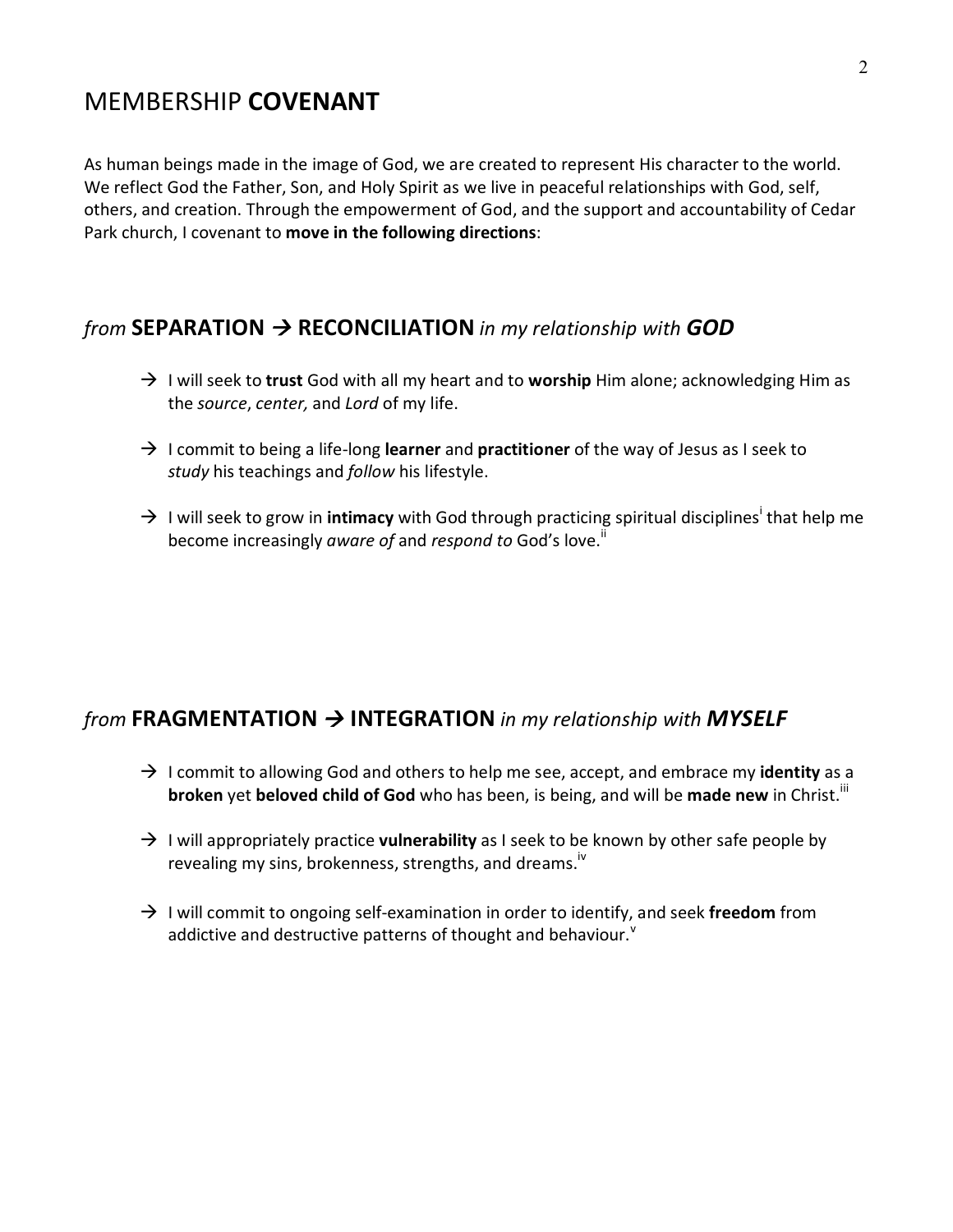# MEMBERSHIP **COVENANT**

As human beings made in the image of God, we are created to represent His character to the world. We reflect God the Father, Son, and Holy Spirit as we live in peaceful relationships with God, self, others, and creation. Through the empowerment of God, and the support and accountability of Cedar Park church, I covenant to **move in the following directions**:

## *from* **SEPARATION → RECONCILIATION** *in my relationship with* ***GOD***

- → I will seek to **trust** God with all my heart and to **worship** Him alone; acknowledging Him as the *source*, *center,* and *Lord* of my life.
- → I commit to being a life-long **learner** and **practitioner** of the way of Jesus as I seek to *study* his teachings and *follow* his lifestyle.
- → I will seek to grow in **intimacy** with God through practicing spiritual disciplines[i] that help me become increasingly *aware of* and *respond to* God's love.[ii]

## *from* **FRAGMENTATION → INTEGRATION** *in my relationship with* ***MYSELF***

- → I commit to allowing God and others to help me see, accept, and embrace my **identity** as a **broken** yet **beloved child of God** who has been, is being, and will be **made new** in Christ.[iii]
- → I will appropriately practice **vulnerability** as I seek to be known by other safe people by revealing my sins, brokenness, strengths, and dreams.[iv]
- → I will commit to ongoing self-examination in order to identify, and seek **freedom** from addictive and destructive patterns of thought and behaviour.[v]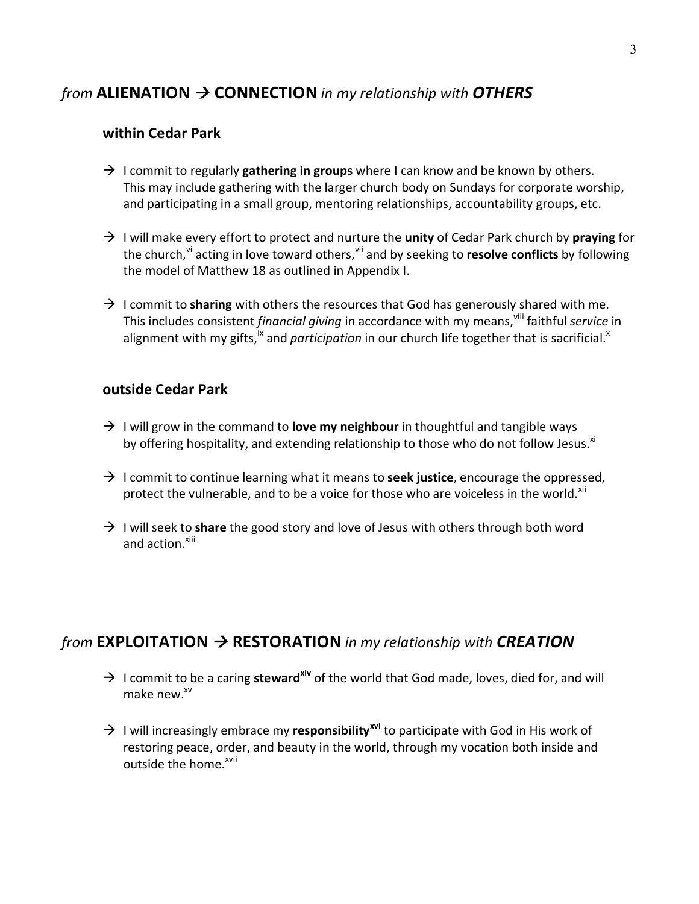## *from* **ALIENATION → CONNECTION** *in my relationship with **OTHERS***

### within Cedar Park

→ I commit to regularly **gathering in groups** where I can know and be known by others. This may include gathering with the larger church body on Sundays for corporate worship, and participating in a small group, mentoring relationships, accountability groups, etc.

→ I will make every effort to protect and nurture the **unity** of Cedar Park church by **praying** for the church,[vi] acting in love toward others,[vii] and by seeking to **resolve conflicts** by following the model of Matthew 18 as outlined in Appendix I.

→ I commit to **sharing** with others the resources that God has generously shared with me. This includes consistent *financial giving* in accordance with my means,[viii] faithful *service* in alignment with my gifts,[ix] and *participation* in our church life together that is sacrificial.[x]

### outside Cedar Park

→ I will grow in the command to **love my neighbour** in thoughtful and tangible ways by offering hospitality, and extending relationship to those who do not follow Jesus.[xi]

→ I commit to continue learning what it means to **seek justice**, encourage the oppressed, protect the vulnerable, and to be a voice for those who are voiceless in the world.[xii]

→ I will seek to **share** the good story and love of Jesus with others through both word and action.[xiii]

## *from* **EXPLOITATION → RESTORATION** *in my relationship with **CREATION***

→ I commit to be a caring **steward**[xiv] of the world that God made, loves, died for, and will make new.[xv]

→ I will increasingly embrace my **responsibility**[xvi] to participate with God in His work of restoring peace, order, and beauty in the world, through my vocation both inside and outside the home.[xvii]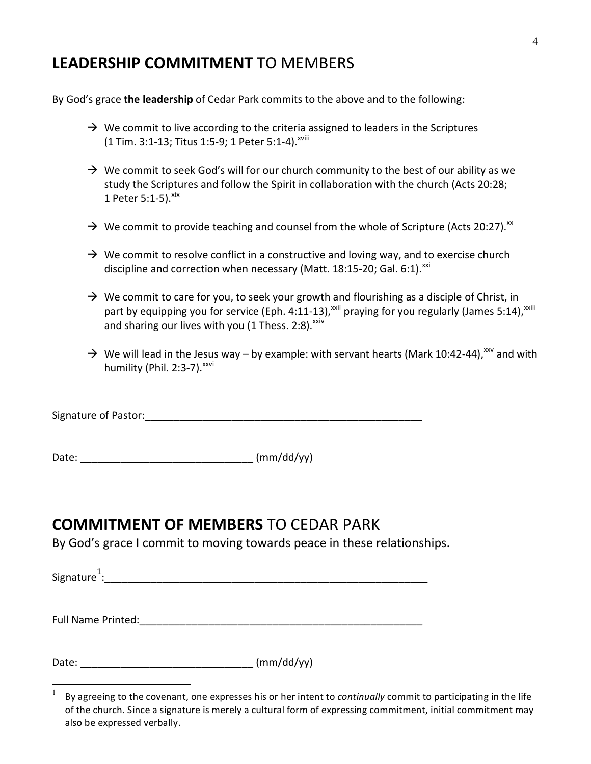## **LEADERSHIP COMMITMENT** TO MEMBERS

By God's grace **the leadership** of Cedar Park commits to the above and to the following:

- → We commit to live according to the criteria assigned to leaders in the Scriptures (1 Tim. 3:1-13; Titus 1:5-9; 1 Peter 5:1-4).[xviii]
- → We commit to seek God's will for our church community to the best of our ability as we study the Scriptures and follow the Spirit in collaboration with the church (Acts 20:28; 1 Peter 5:1-5).[xix]
- → We commit to provide teaching and counsel from the whole of Scripture (Acts 20:27).[xx]
- → We commit to resolve conflict in a constructive and loving way, and to exercise church discipline and correction when necessary (Matt. 18:15-20; Gal. 6:1).[xxi]
- → We commit to care for you, to seek your growth and flourishing as a disciple of Christ, in part by equipping you for service (Eph. 4:11-13),[xxii] praying for you regularly (James 5:14),[xxiii] and sharing our lives with you (1 Thess. 2:8).[xxiv]
- → We will lead in the Jesus way – by example: with servant hearts (Mark 10:42-44),[xxv] and with humility (Phil. 2:3-7).[xxvi]

Signature of Pastor:_________________________________________________

Date: _____________________________ (mm/dd/yy)

## **COMMITMENT OF MEMBERS** TO CEDAR PARK

By God's grace I commit to moving towards peace in these relationships.

Signature[1]:_________________________________________________________

Full Name Printed:__________________________________________________

Date: _____________________________ (mm/dd/yy)

---

[1] By agreeing to the covenant, one expresses his or her intent to *continually* commit to participating in the life of the church. Since a signature is merely a cultural form of expressing commitment, initial commitment may also be expressed verbally.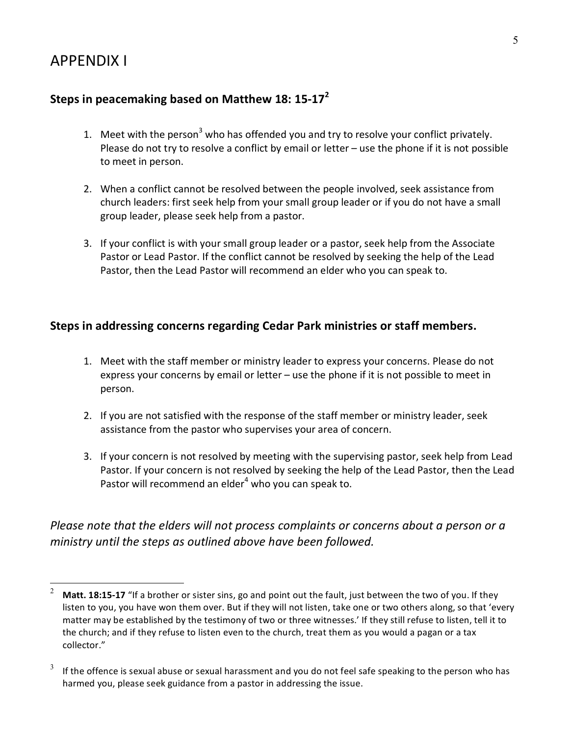# APPENDIX I

### Steps in peacemaking based on Matthew 18: 15-17[2]

1. Meet with the person[3] who has offended you and try to resolve your conflict privately. Please do not try to resolve a conflict by email or letter – use the phone if it is not possible to meet in person.

2. When a conflict cannot be resolved between the people involved, seek assistance from church leaders: first seek help from your small group leader or if you do not have a small group leader, please seek help from a pastor.

3. If your conflict is with your small group leader or a pastor, seek help from the Associate Pastor or Lead Pastor. If the conflict cannot be resolved by seeking the help of the Lead Pastor, then the Lead Pastor will recommend an elder who you can speak to.

### Steps in addressing concerns regarding Cedar Park ministries or staff members.

1. Meet with the staff member or ministry leader to express your concerns. Please do not express your concerns by email or letter – use the phone if it is not possible to meet in person.

2. If you are not satisfied with the response of the staff member or ministry leader, seek assistance from the pastor who supervises your area of concern.

3. If your concern is not resolved by meeting with the supervising pastor, seek help from Lead Pastor. If your concern is not resolved by seeking the help of the Lead Pastor, then the Lead Pastor will recommend an elder[4] who you can speak to.

*Please note that the elders will not process complaints or concerns about a person or a ministry until the steps as outlined above have been followed.*

---

[2] **Matt. 18:15-17** "If a brother or sister sins, go and point out the fault, just between the two of you. If they listen to you, you have won them over. But if they will not listen, take one or two others along, so that 'every matter may be established by the testimony of two or three witnesses.' If they still refuse to listen, tell it to the church; and if they refuse to listen even to the church, treat them as you would a pagan or a tax collector."

[3] If the offence is sexual abuse or sexual harassment and you do not feel safe speaking to the person who has harmed you, please seek guidance from a pastor in addressing the issue.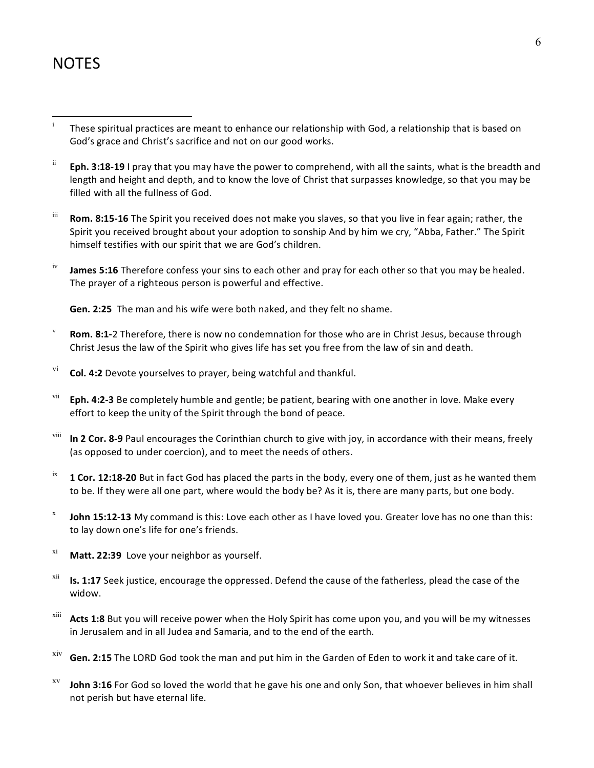# NOTES

[i] These spiritual practices are meant to enhance our relationship with God, a relationship that is based on God's grace and Christ's sacrifice and not on our good works.

[ii] **Eph. 3:18-19** I pray that you may have the power to comprehend, with all the saints, what is the breadth and length and height and depth, and to know the love of Christ that surpasses knowledge, so that you may be filled with all the fullness of God.

[iii] **Rom. 8:15-16** The Spirit you received does not make you slaves, so that you live in fear again; rather, the Spirit you received brought about your adoption to sonship And by him we cry, "Abba, Father." The Spirit himself testifies with our spirit that we are God's children.

[iv] **James 5:16** Therefore confess your sins to each other and pray for each other so that you may be healed. The prayer of a righteous person is powerful and effective.

**Gen. 2:25** The man and his wife were both naked, and they felt no shame.

[v] **Rom. 8:1-**2 Therefore, there is now no condemnation for those who are in Christ Jesus, because through Christ Jesus the law of the Spirit who gives life has set you free from the law of sin and death.

[vi] **Col. 4:2** Devote yourselves to prayer, being watchful and thankful.

[vii] **Eph. 4:2-3** Be completely humble and gentle; be patient, bearing with one another in love. Make every effort to keep the unity of the Spirit through the bond of peace.

[viii] **In 2 Cor. 8-9** Paul encourages the Corinthian church to give with joy, in accordance with their means, freely (as opposed to under coercion), and to meet the needs of others.

[ix] **1 Cor. 12:18-20** But in fact God has placed the parts in the body, every one of them, just as he wanted them to be. If they were all one part, where would the body be? As it is, there are many parts, but one body.

[x] **John 15:12-13** My command is this: Love each other as I have loved you. Greater love has no one than this: to lay down one's life for one's friends.

[xi] **Matt. 22:39** Love your neighbor as yourself.

[xii] **Is. 1:17** Seek justice, encourage the oppressed. Defend the cause of the fatherless, plead the case of the widow.

[xiii] **Acts 1:8** But you will receive power when the Holy Spirit has come upon you, and you will be my witnesses in Jerusalem and in all Judea and Samaria, and to the end of the earth.

[xiv] **Gen. 2:15** The LORD God took the man and put him in the Garden of Eden to work it and take care of it.

[xv] **John 3:16** For God so loved the world that he gave his one and only Son, that whoever believes in him shall not perish but have eternal life.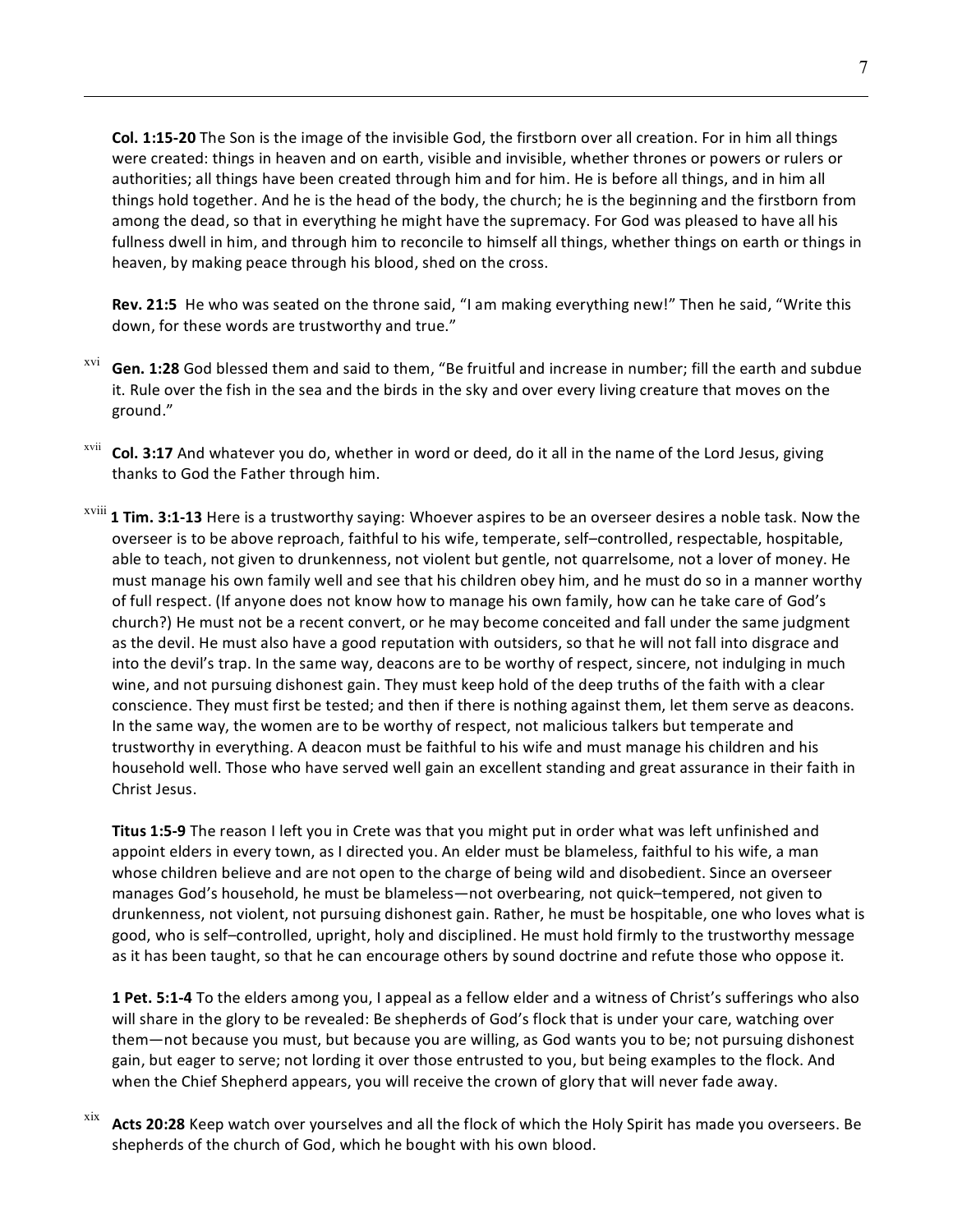**Col. 1:15-20** The Son is the image of the invisible God, the firstborn over all creation. For in him all things were created: things in heaven and on earth, visible and invisible, whether thrones or powers or rulers or authorities; all things have been created through him and for him. He is before all things, and in him all things hold together. And he is the head of the body, the church; he is the beginning and the firstborn from among the dead, so that in everything he might have the supremacy. For God was pleased to have all his fullness dwell in him, and through him to reconcile to himself all things, whether things on earth or things in heaven, by making peace through his blood, shed on the cross.

**Rev. 21:5** He who was seated on the throne said, "I am making everything new!" Then he said, "Write this down, for these words are trustworthy and true."

[xvi] **Gen. 1:28** God blessed them and said to them, "Be fruitful and increase in number; fill the earth and subdue it. Rule over the fish in the sea and the birds in the sky and over every living creature that moves on the ground."

[xvii] **Col. 3:17** And whatever you do, whether in word or deed, do it all in the name of the Lord Jesus, giving thanks to God the Father through him.

[xviii] **1 Tim. 3:1-13** Here is a trustworthy saying: Whoever aspires to be an overseer desires a noble task. Now the overseer is to be above reproach, faithful to his wife, temperate, self–controlled, respectable, hospitable, able to teach, not given to drunkenness, not violent but gentle, not quarrelsome, not a lover of money. He must manage his own family well and see that his children obey him, and he must do so in a manner worthy of full respect. (If anyone does not know how to manage his own family, how can he take care of God's church?) He must not be a recent convert, or he may become conceited and fall under the same judgment as the devil. He must also have a good reputation with outsiders, so that he will not fall into disgrace and into the devil's trap. In the same way, deacons are to be worthy of respect, sincere, not indulging in much wine, and not pursuing dishonest gain. They must keep hold of the deep truths of the faith with a clear conscience. They must first be tested; and then if there is nothing against them, let them serve as deacons. In the same way, the women are to be worthy of respect, not malicious talkers but temperate and trustworthy in everything. A deacon must be faithful to his wife and must manage his children and his household well. Those who have served well gain an excellent standing and great assurance in their faith in Christ Jesus.

**Titus 1:5-9** The reason I left you in Crete was that you might put in order what was left unfinished and appoint elders in every town, as I directed you. An elder must be blameless, faithful to his wife, a man whose children believe and are not open to the charge of being wild and disobedient. Since an overseer manages God's household, he must be blameless—not overbearing, not quick–tempered, not given to drunkenness, not violent, not pursuing dishonest gain. Rather, he must be hospitable, one who loves what is good, who is self–controlled, upright, holy and disciplined. He must hold firmly to the trustworthy message as it has been taught, so that he can encourage others by sound doctrine and refute those who oppose it.

**1 Pet. 5:1-4** To the elders among you, I appeal as a fellow elder and a witness of Christ's sufferings who also will share in the glory to be revealed: Be shepherds of God's flock that is under your care, watching over them—not because you must, but because you are willing, as God wants you to be; not pursuing dishonest gain, but eager to serve; not lording it over those entrusted to you, but being examples to the flock. And when the Chief Shepherd appears, you will receive the crown of glory that will never fade away.

[xix] **Acts 20:28** Keep watch over yourselves and all the flock of which the Holy Spirit has made you overseers. Be shepherds of the church of God, which he bought with his own blood.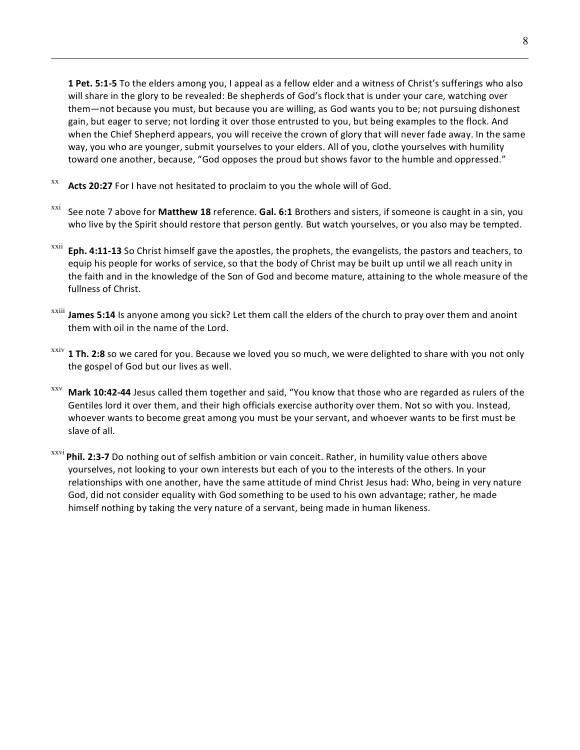**1 Pet. 5:1-5** To the elders among you, I appeal as a fellow elder and a witness of Christ's sufferings who also will share in the glory to be revealed: Be shepherds of God's flock that is under your care, watching over them—not because you must, but because you are willing, as God wants you to be; not pursuing dishonest gain, but eager to serve; not lording it over those entrusted to you, but being examples to the flock. And when the Chief Shepherd appears, you will receive the crown of glory that will never fade away. In the same way, you who are younger, submit yourselves to your elders. All of you, clothe yourselves with humility toward one another, because, "God opposes the proud but shows favor to the humble and oppressed."

[xx] **Acts 20:27** For I have not hesitated to proclaim to you the whole will of God.

[xxi] See note 7 above for **Matthew 18** reference. **Gal. 6:1** Brothers and sisters, if someone is caught in a sin, you who live by the Spirit should restore that person gently. But watch yourselves, or you also may be tempted.

[xxii] **Eph. 4:11-13** So Christ himself gave the apostles, the prophets, the evangelists, the pastors and teachers, to equip his people for works of service, so that the body of Christ may be built up until we all reach unity in the faith and in the knowledge of the Son of God and become mature, attaining to the whole measure of the fullness of Christ.

[xxiii] **James 5:14** Is anyone among you sick? Let them call the elders of the church to pray over them and anoint them with oil in the name of the Lord.

[xxiv] **1 Th. 2:8** so we cared for you. Because we loved you so much, we were delighted to share with you not only the gospel of God but our lives as well.

[xxv] **Mark 10:42-44** Jesus called them together and said, "You know that those who are regarded as rulers of the Gentiles lord it over them, and their high officials exercise authority over them. Not so with you. Instead, whoever wants to become great among you must be your servant, and whoever wants to be first must be slave of all.

[xxvi] **Phil. 2:3-7** Do nothing out of selfish ambition or vain conceit. Rather, in humility value others above yourselves, not looking to your own interests but each of you to the interests of the others. In your relationships with one another, have the same attitude of mind Christ Jesus had: Who, being in very nature God, did not consider equality with God something to be used to his own advantage; rather, he made himself nothing by taking the very nature of a servant, being made in human likeness.